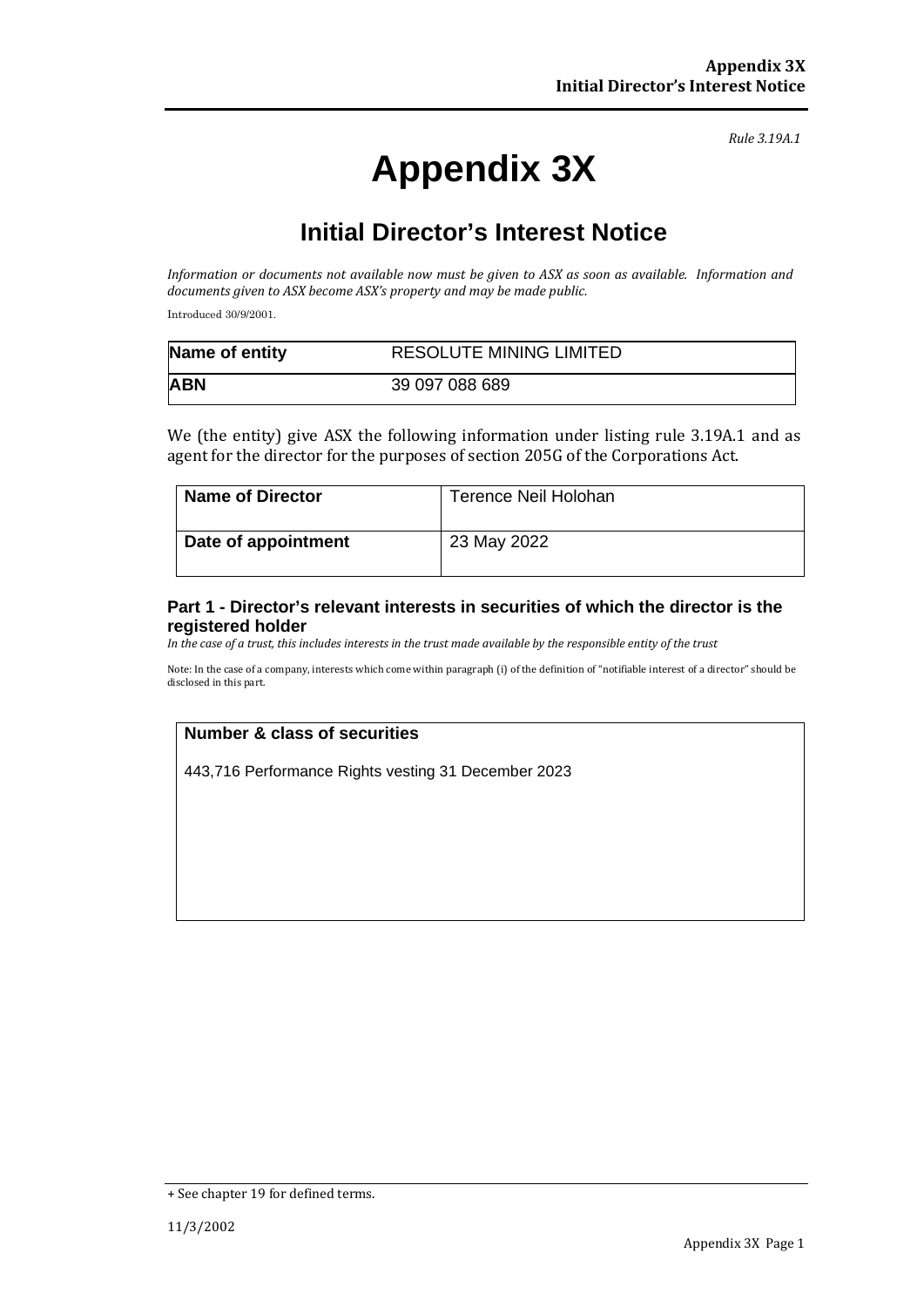*Rule 3.19A.1*

# Appendix 3X

## Initial Director's Interest Notice

*Information or documents not available now must be given to ASX as soon as available. Information and documents given to ASX become ASX's property and may be made public.*

Introduced 30/9/2001.

| **Name of entity** | RESOLUTE MINING LIMITED |
|---|---|
| **ABN** | 39 097 088 689 |

We (the entity) give ASX the following information under listing rule 3.19A.1 and as agent for the director for the purposes of section 205G of the Corporations Act.

| **Name of Director** | Terence Neil Holohan |
|---|---|
| **Date of appointment** | 23 May 2022 |

### Part 1 - Director's relevant interests in securities of which the director is the registered holder

*In the case of a trust, this includes interests in the trust made available by the responsible entity of the trust*

Note: In the case of a company, interests which come within paragraph (i) of the definition of "notifiable interest of a director" should be disclosed in this part.

| **Number & class of securities** |
|---|
| 443,716 Performance Rights vesting 31 December 2023 |

+ See chapter 19 for defined terms.

11/3/2002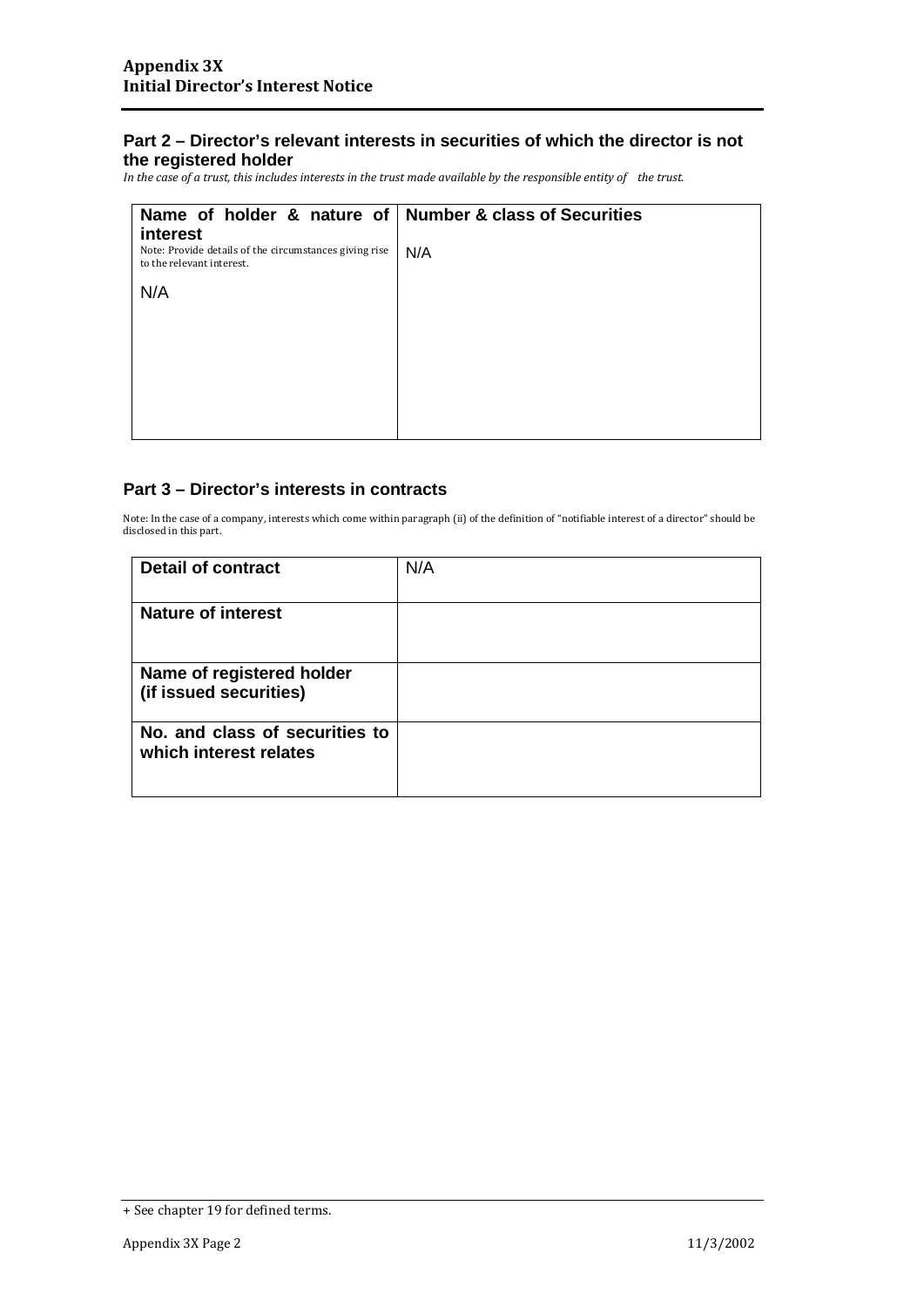## Part 2 – Director's relevant interests in securities of which the director is not the registered holder

*In the case of a trust, this includes interests in the trust made available by the responsible entity of the trust.*

| Name of holder & nature of interest<br>Note: Provide details of the circumstances giving rise to the relevant interest. | Number & class of Securities |
|---|---|
| N/A | N/A |

## Part 3 – Director's interests in contracts

Note: In the case of a company, interests which come within paragraph (ii) of the definition of "notifiable interest of a director" should be disclosed in this part.

| | |
|---|---|
| **Detail of contract** | N/A |
| **Nature of interest** | |
| **Name of registered holder (if issued securities)** | |
| **No. and class of securities to which interest relates** | |

+ See chapter 19 for defined terms.